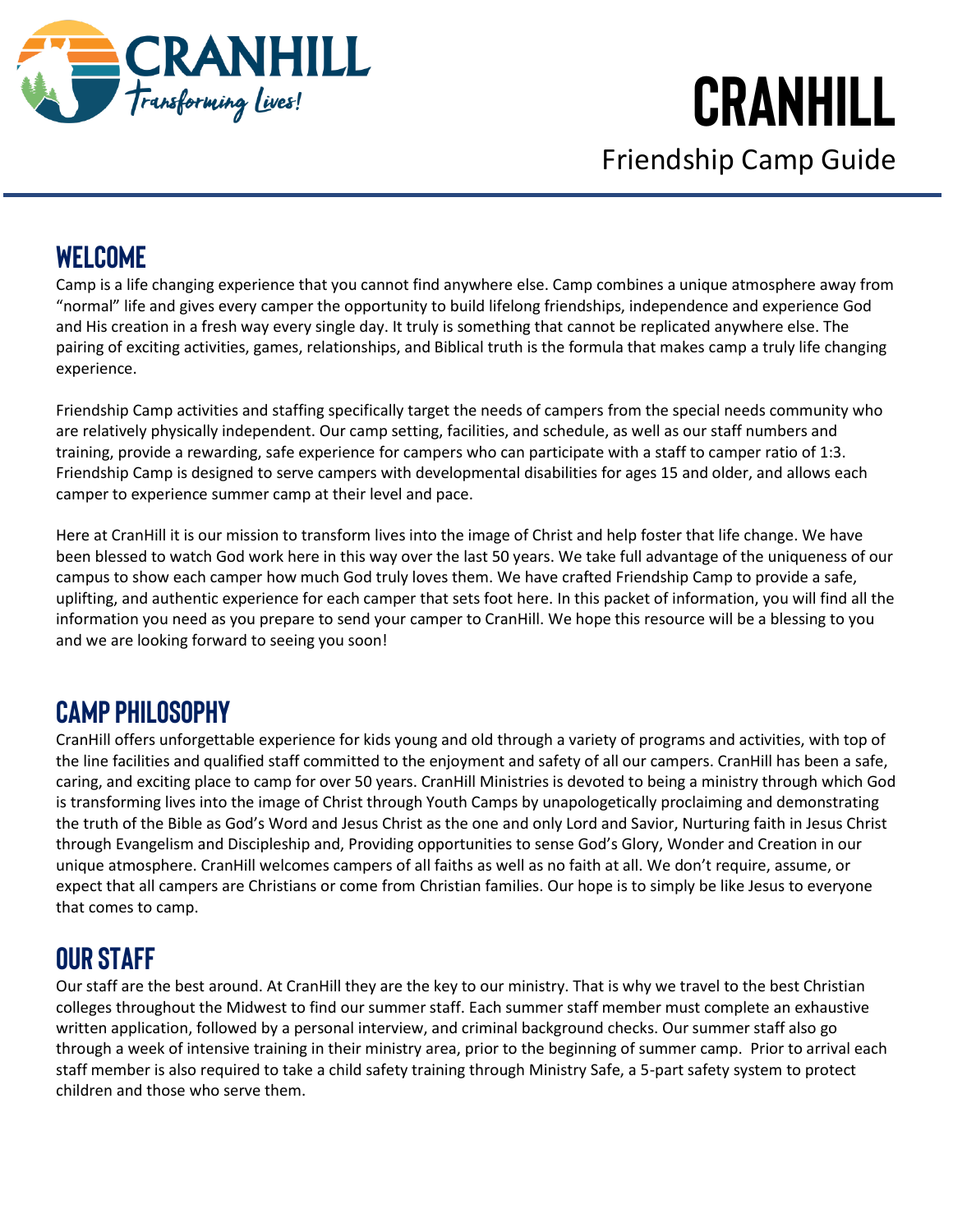# CRANHILL

Friendship Camp Guide

## WELCOME

Camp is a life changing experience that you cannot find anywhere else. Camp combines a unique atmosphere away from "normal" life and gives every camper the opportunity to build lifelong friendships, independence and experience God and His creation in a fresh way every single day. It truly is something that cannot be replicated anywhere else. The pairing of exciting activities, games, relationships, and Biblical truth is the formula that makes camp a truly life changing experience.

Friendship Camp activities and staffing specifically target the needs of campers from the special needs community who are relatively physically independent. Our camp setting, facilities, and schedule, as well as our staff numbers and training, provide a rewarding, safe experience for campers who can participate with a staff to camper ratio of 1:3. Friendship Camp is designed to serve campers with developmental disabilities for ages 15 and older, and allows each camper to experience summer camp at their level and pace.

Here at CranHill it is our mission to transform lives into the image of Christ and help foster that life change. We have been blessed to watch God work here in this way over the last 50 years. We take full advantage of the uniqueness of our campus to show each camper how much God truly loves them. We have crafted Friendship Camp to provide a safe, uplifting, and authentic experience for each camper that sets foot here. In this packet of information, you will find all the information you need as you prepare to send your camper to CranHill. We hope this resource will be a blessing to you and we are looking forward to seeing you soon!

## CAMP PHILOSOPHY

CranHill offers unforgettable experience for kids young and old through a variety of programs and activities, with top of the line facilities and qualified staff committed to the enjoyment and safety of all our campers. CranHill has been a safe, caring, and exciting place to camp for over 50 years. CranHill Ministries is devoted to being a ministry through which God is transforming lives into the image of Christ through Youth Camps by unapologetically proclaiming and demonstrating the truth of the Bible as God's Word and Jesus Christ as the one and only Lord and Savior, Nurturing faith in Jesus Christ through Evangelism and Discipleship and, Providing opportunities to sense God's Glory, Wonder and Creation in our unique atmosphere. CranHill welcomes campers of all faiths as well as no faith at all. We don't require, assume, or expect that all campers are Christians or come from Christian families. Our hope is to simply be like Jesus to everyone that comes to camp.

## OUR STAFF

Our staff are the best around. At CranHill they are the key to our ministry. That is why we travel to the best Christian colleges throughout the Midwest to find our summer staff. Each summer staff member must complete an exhaustive written application, followed by a personal interview, and criminal background checks. Our summer staff also go through a week of intensive training in their ministry area, prior to the beginning of summer camp. Prior to arrival each staff member is also required to take a child safety training through Ministry Safe, a 5-part safety system to protect children and those who serve them.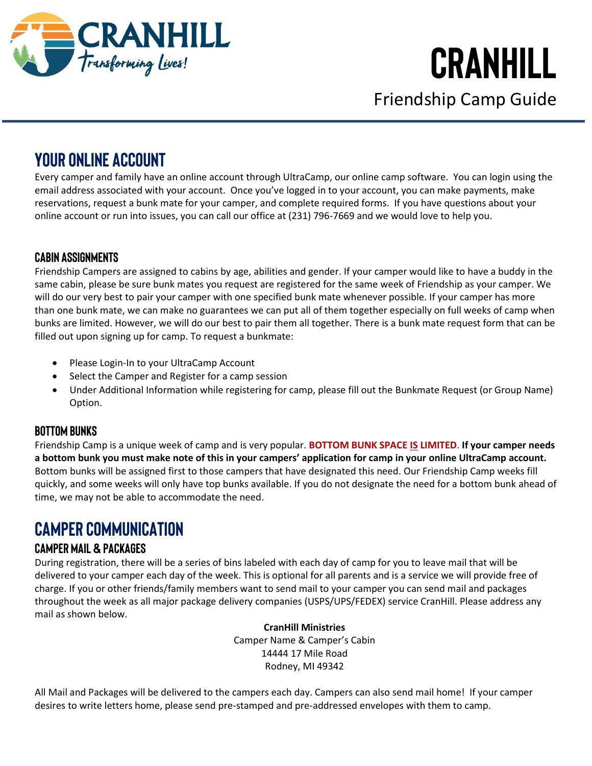# CRANHILL

Friendship Camp Guide

## YOUR ONLINE ACCOUNT

Every camper and family have an online account through UltraCamp, our online camp software. You can login using the email address associated with your account. Once you've logged in to your account, you can make payments, make reservations, request a bunk mate for your camper, and complete required forms. If you have questions about your online account or run into issues, you can call our office at (231) 796-7669 and we would love to help you.

### CABIN ASSIGNMENTS

Friendship Campers are assigned to cabins by age, abilities and gender. If your camper would like to have a buddy in the same cabin, please be sure bunk mates you request are registered for the same week of Friendship as your camper. We will do our very best to pair your camper with one specified bunk mate whenever possible. If your camper has more than one bunk mate, we can make no guarantees we can put all of them together especially on full weeks of camp when bunks are limited. However, we will do our best to pair them all together. There is a bunk mate request form that can be filled out upon signing up for camp. To request a bunkmate:

- Please Login-In to your UltraCamp Account
- Select the Camper and Register for a camp session
- Under Additional Information while registering for camp, please fill out the Bunkmate Request (or Group Name) Option.

### BOTTOM BUNKS

Friendship Camp is a unique week of camp and is very popular. **BOTTOM BUNK SPACE IS LIMITED**. **If your camper needs a bottom bunk you must make note of this in your campers' application for camp in your online UltraCamp account.** Bottom bunks will be assigned first to those campers that have designated this need. Our Friendship Camp weeks fill quickly, and some weeks will only have top bunks available. If you do not designate the need for a bottom bunk ahead of time, we may not be able to accommodate the need.

## CAMPER COMMUNICATION

### CAMPER MAIL & PACKAGES

During registration, there will be a series of bins labeled with each day of camp for you to leave mail that will be delivered to your camper each day of the week. This is optional for all parents and is a service we will provide free of charge. If you or other friends/family members want to send mail to your camper you can send mail and packages throughout the week as all major package delivery companies (USPS/UPS/FEDEX) service CranHill. Please address any mail as shown below.

**CranHill Ministries**
Camper Name & Camper's Cabin
14444 17 Mile Road
Rodney, MI 49342

All Mail and Packages will be delivered to the campers each day. Campers can also send mail home! If your camper desires to write letters home, please send pre-stamped and pre-addressed envelopes with them to camp.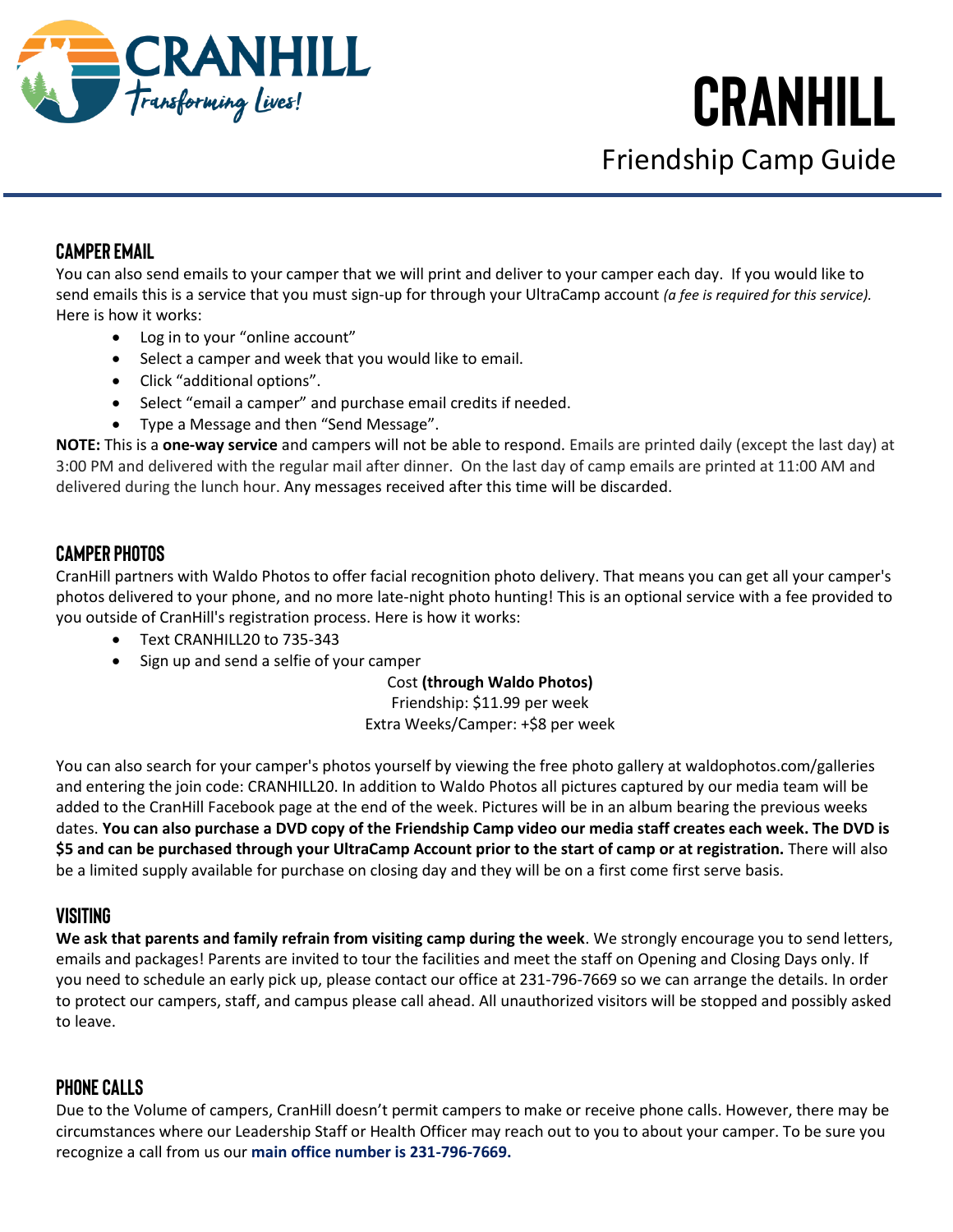# CRANHILL

## Friendship Camp Guide

### CAMPER EMAIL

You can also send emails to your camper that we will print and deliver to your camper each day. If you would like to send emails this is a service that you must sign-up for through your UltraCamp account *(a fee is required for this service).* Here is how it works:

- Log in to your "online account"
- Select a camper and week that you would like to email.
- Click "additional options".
- Select "email a camper" and purchase email credits if needed.
- Type a Message and then "Send Message".

**NOTE:** This is a **one-way service** and campers will not be able to respond. Emails are printed daily (except the last day) at 3:00 PM and delivered with the regular mail after dinner. On the last day of camp emails are printed at 11:00 AM and delivered during the lunch hour. Any messages received after this time will be discarded.

### CAMPER PHOTOS

CranHill partners with Waldo Photos to offer facial recognition photo delivery. That means you can get all your camper's photos delivered to your phone, and no more late-night photo hunting! This is an optional service with a fee provided to you outside of CranHill's registration process. Here is how it works:

- Text CRANHILL20 to 735-343
- Sign up and send a selfie of your camper

Cost **(through Waldo Photos)**
Friendship: $11.99 per week
Extra Weeks/Camper: +$8 per week

You can also search for your camper's photos yourself by viewing the free photo gallery at waldophotos.com/galleries and entering the join code: CRANHILL20. In addition to Waldo Photos all pictures captured by our media team will be added to the CranHill Facebook page at the end of the week. Pictures will be in an album bearing the previous weeks dates. **You can also purchase a DVD copy of the Friendship Camp video our media staff creates each week. The DVD is $5 and can be purchased through your UltraCamp Account prior to the start of camp or at registration.** There will also be a limited supply available for purchase on closing day and they will be on a first come first serve basis.

### VISITING

**We ask that parents and family refrain from visiting camp during the week**. We strongly encourage you to send letters, emails and packages! Parents are invited to tour the facilities and meet the staff on Opening and Closing Days only. If you need to schedule an early pick up, please contact our office at 231-796-7669 so we can arrange the details. In order to protect our campers, staff, and campus please call ahead. All unauthorized visitors will be stopped and possibly asked to leave.

### PHONE CALLS

Due to the Volume of campers, CranHill doesn't permit campers to make or receive phone calls. However, there may be circumstances where our Leadership Staff or Health Officer may reach out to you to about your camper. To be sure you recognize a call from us our **main office number is 231-796-7669.**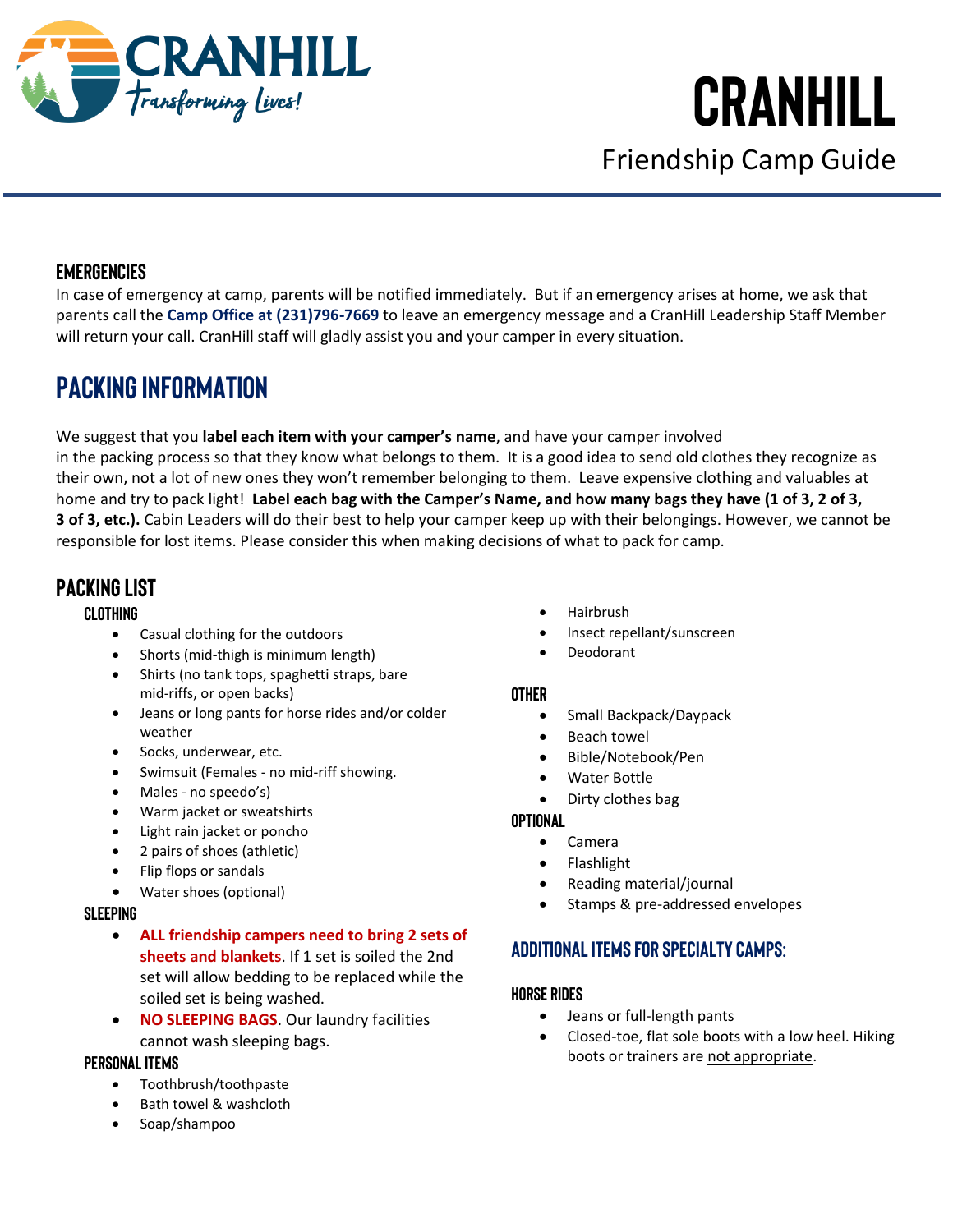# CRANHILL

Friendship Camp Guide

### EMERGENCIES

In case of emergency at camp, parents will be notified immediately. But if an emergency arises at home, we ask that parents call the **Camp Office at (231)796-7669** to leave an emergency message and a CranHill Leadership Staff Member will return your call. CranHill staff will gladly assist you and your camper in every situation.

## PACKING INFORMATION

We suggest that you **label each item with your camper's name**, and have your camper involved in the packing process so that they know what belongs to them. It is a good idea to send old clothes they recognize as their own, not a lot of new ones they won't remember belonging to them. Leave expensive clothing and valuables at home and try to pack light! **Label each bag with the Camper's Name, and how many bags they have (1 of 3, 2 of 3, 3 of 3, etc.).** Cabin Leaders will do their best to help your camper keep up with their belongings. However, we cannot be responsible for lost items. Please consider this when making decisions of what to pack for camp.

### PACKING LIST

#### CLOTHING

- Casual clothing for the outdoors
- Shorts (mid-thigh is minimum length)
- Shirts (no tank tops, spaghetti straps, bare mid-riffs, or open backs)
- Jeans or long pants for horse rides and/or colder weather
- Socks, underwear, etc.
- Swimsuit (Females - no mid-riff showing.
- Males - no speedo's)
- Warm jacket or sweatshirts
- Light rain jacket or poncho
- 2 pairs of shoes (athletic)
- Flip flops or sandals
- Water shoes (optional)

#### SLEEPING

- **ALL friendship campers need to bring 2 sets of sheets and blankets**. If 1 set is soiled the 2nd set will allow bedding to be replaced while the soiled set is being washed.
- **NO SLEEPING BAGS**. Our laundry facilities cannot wash sleeping bags.

#### PERSONAL ITEMS

- Toothbrush/toothpaste
- Bath towel & washcloth
- Soap/shampoo
- Hairbrush
- Insect repellant/sunscreen
- Deodorant

#### OTHER

- Small Backpack/Daypack
- Beach towel
- Bible/Notebook/Pen
- Water Bottle
- Dirty clothes bag

#### OPTIONAL

- Camera
- Flashlight
- Reading material/journal
- Stamps & pre-addressed envelopes

### ADDITIONAL ITEMS FOR SPECIALTY CAMPS:

#### HORSE RIDES

- Jeans or full-length pants
- Closed-toe, flat sole boots with a low heel. Hiking boots or trainers are not appropriate.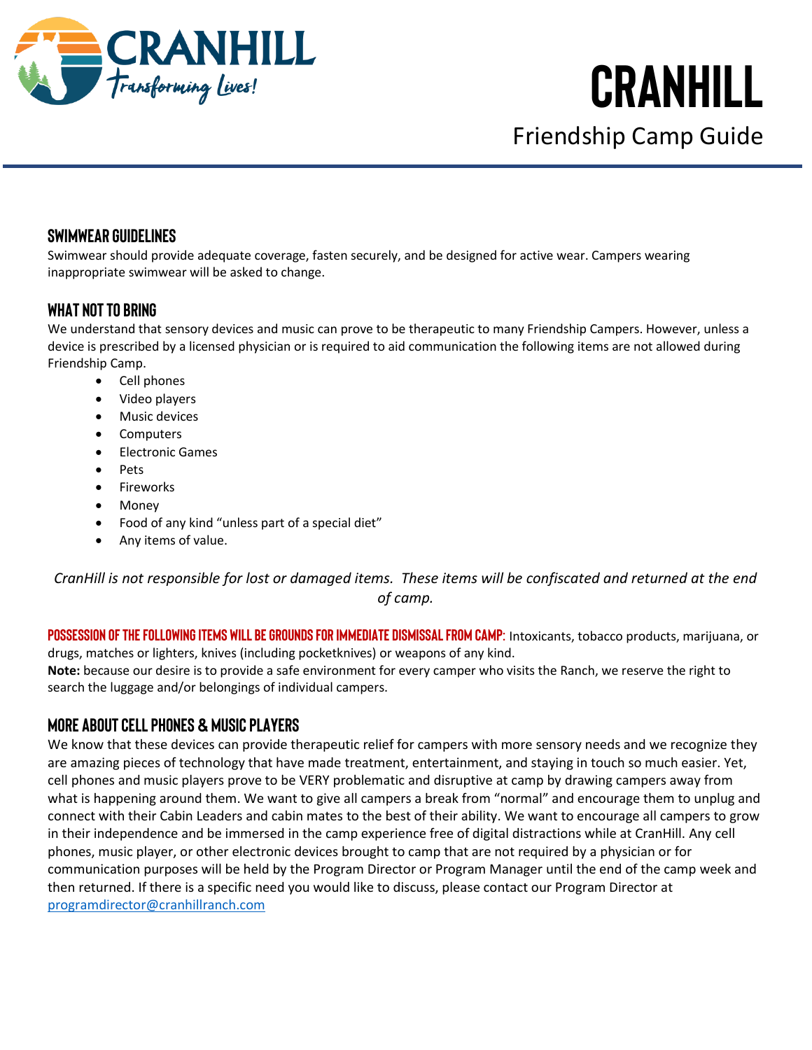## SWIMWEAR GUIDELINES

Swimwear should provide adequate coverage, fasten securely, and be designed for active wear. Campers wearing inappropriate swimwear will be asked to change.

## WHAT NOT TO BRING

We understand that sensory devices and music can prove to be therapeutic to many Friendship Campers. However, unless a device is prescribed by a licensed physician or is required to aid communication the following items are not allowed during Friendship Camp.

- Cell phones
- Video players
- Music devices
- Computers
- Electronic Games
- Pets
- Fireworks
- Money
- Food of any kind "unless part of a special diet"
- Any items of value.

*CranHill is not responsible for lost or damaged items. These items will be confiscated and returned at the end of camp.*

**POSSESSION OF THE FOLLOWING ITEMS WILL BE GROUNDS FOR IMMEDIATE DISMISSAL FROM CAMP:** Intoxicants, tobacco products, marijuana, or drugs, matches or lighters, knives (including pocketknives) or weapons of any kind.

**Note:** because our desire is to provide a safe environment for every camper who visits the Ranch, we reserve the right to search the luggage and/or belongings of individual campers.

## MORE ABOUT CELL PHONES & MUSIC PLAYERS

We know that these devices can provide therapeutic relief for campers with more sensory needs and we recognize they are amazing pieces of technology that have made treatment, entertainment, and staying in touch so much easier. Yet, cell phones and music players prove to be VERY problematic and disruptive at camp by drawing campers away from what is happening around them. We want to give all campers a break from "normal" and encourage them to unplug and connect with their Cabin Leaders and cabin mates to the best of their ability. We want to encourage all campers to grow in their independence and be immersed in the camp experience free of digital distractions while at CranHill. Any cell phones, music player, or other electronic devices brought to camp that are not required by a physician or for communication purposes will be held by the Program Director or Program Manager until the end of the camp week and then returned. If there is a specific need you would like to discuss, please contact our Program Director at programdirector@cranhillranch.com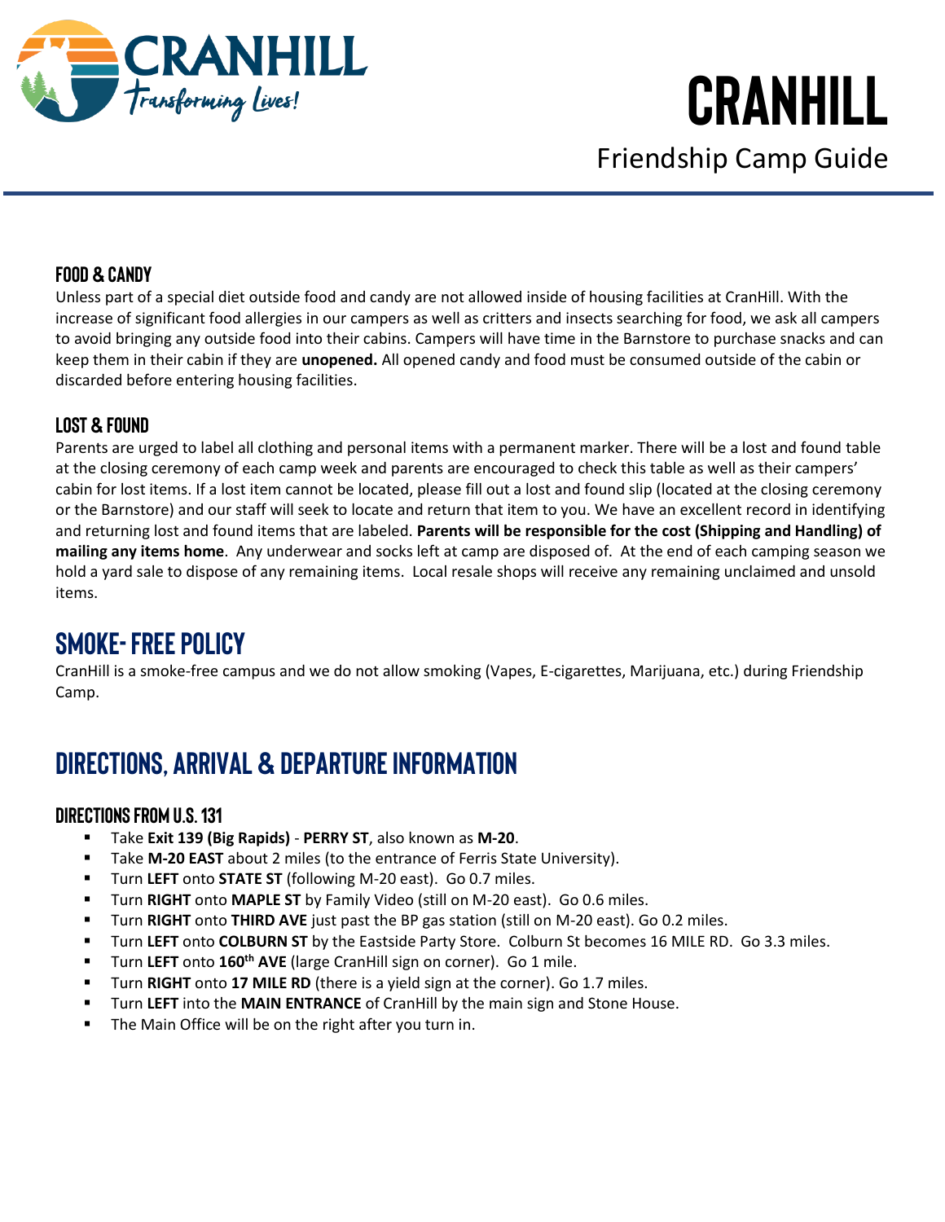# CRANHILL

Friendship Camp Guide

### FOOD & CANDY

Unless part of a special diet outside food and candy are not allowed inside of housing facilities at CranHill. With the increase of significant food allergies in our campers as well as critters and insects searching for food, we ask all campers to avoid bringing any outside food into their cabins. Campers will have time in the Barnstore to purchase snacks and can keep them in their cabin if they are **unopened.** All opened candy and food must be consumed outside of the cabin or discarded before entering housing facilities.

### LOST & FOUND

Parents are urged to label all clothing and personal items with a permanent marker. There will be a lost and found table at the closing ceremony of each camp week and parents are encouraged to check this table as well as their campers' cabin for lost items. If a lost item cannot be located, please fill out a lost and found slip (located at the closing ceremony or the Barnstore) and our staff will seek to locate and return that item to you. We have an excellent record in identifying and returning lost and found items that are labeled. **Parents will be responsible for the cost (Shipping and Handling) of mailing any items home**. Any underwear and socks left at camp are disposed of. At the end of each camping season we hold a yard sale to dispose of any remaining items. Local resale shops will receive any remaining unclaimed and unsold items.

## SMOKE- FREE POLICY

CranHill is a smoke-free campus and we do not allow smoking (Vapes, E-cigarettes, Marijuana, etc.) during Friendship Camp.

## DIRECTIONS, ARRIVAL & DEPARTURE INFORMATION

### DIRECTIONS FROM U.S. 131

- Take **Exit 139 (Big Rapids)** - **PERRY ST**, also known as **M-20**.
- Take **M-20 EAST** about 2 miles (to the entrance of Ferris State University).
- Turn **LEFT** onto **STATE ST** (following M-20 east). Go 0.7 miles.
- Turn **RIGHT** onto **MAPLE ST** by Family Video (still on M-20 east). Go 0.6 miles.
- Turn **RIGHT** onto **THIRD AVE** just past the BP gas station (still on M-20 east). Go 0.2 miles.
- Turn **LEFT** onto **COLBURN ST** by the Eastside Party Store. Colburn St becomes 16 MILE RD. Go 3.3 miles.
- Turn **LEFT** onto **160th AVE** (large CranHill sign on corner). Go 1 mile.
- Turn **RIGHT** onto **17 MILE RD** (there is a yield sign at the corner). Go 1.7 miles.
- Turn **LEFT** into the **MAIN ENTRANCE** of CranHill by the main sign and Stone House.
- The Main Office will be on the right after you turn in.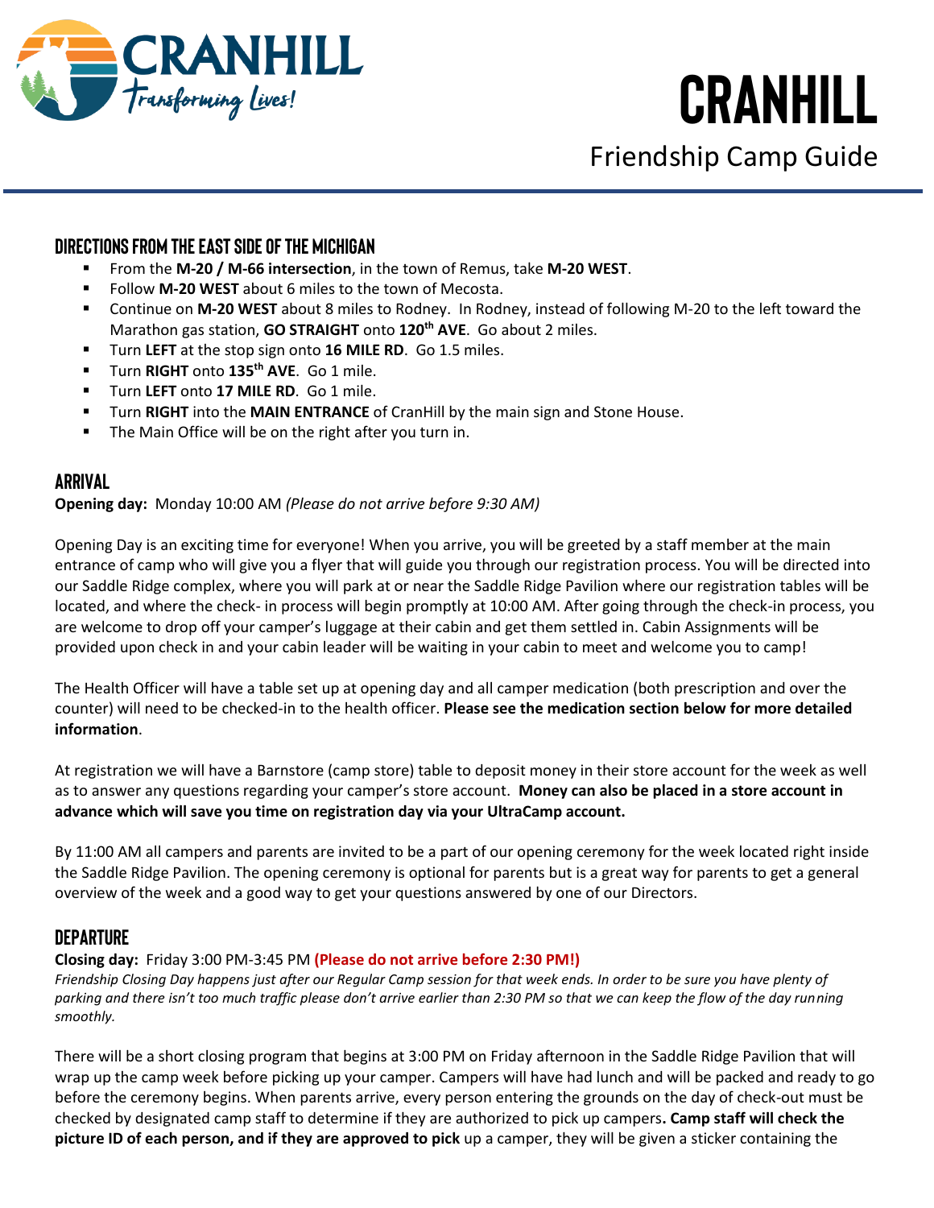# CRANHILL

## Friendship Camp Guide

### DIRECTIONS FROM THE EAST SIDE OF THE MICHIGAN

- From the **M-20 / M-66 intersection**, in the town of Remus, take **M-20 WEST**.
- Follow **M-20 WEST** about 6 miles to the town of Mecosta.
- Continue on **M-20 WEST** about 8 miles to Rodney. In Rodney, instead of following M-20 to the left toward the Marathon gas station, **GO STRAIGHT** onto **120th AVE**. Go about 2 miles.
- Turn **LEFT** at the stop sign onto **16 MILE RD**. Go 1.5 miles.
- Turn **RIGHT** onto **135th AVE**. Go 1 mile.
- Turn **LEFT** onto **17 MILE RD**. Go 1 mile.
- Turn **RIGHT** into the **MAIN ENTRANCE** of CranHill by the main sign and Stone House.
- The Main Office will be on the right after you turn in.

### ARRIVAL

**Opening day:** Monday 10:00 AM *(Please do not arrive before 9:30 AM)*

Opening Day is an exciting time for everyone! When you arrive, you will be greeted by a staff member at the main entrance of camp who will give you a flyer that will guide you through our registration process. You will be directed into our Saddle Ridge complex, where you will park at or near the Saddle Ridge Pavilion where our registration tables will be located, and where the check- in process will begin promptly at 10:00 AM. After going through the check-in process, you are welcome to drop off your camper's luggage at their cabin and get them settled in. Cabin Assignments will be provided upon check in and your cabin leader will be waiting in your cabin to meet and welcome you to camp!

The Health Officer will have a table set up at opening day and all camper medication (both prescription and over the counter) will need to be checked-in to the health officer. **Please see the medication section below for more detailed information**.

At registration we will have a Barnstore (camp store) table to deposit money in their store account for the week as well as to answer any questions regarding your camper's store account. **Money can also be placed in a store account in advance which will save you time on registration day via your UltraCamp account.**

By 11:00 AM all campers and parents are invited to be a part of our opening ceremony for the week located right inside the Saddle Ridge Pavilion. The opening ceremony is optional for parents but is a great way for parents to get a general overview of the week and a good way to get your questions answered by one of our Directors.

### DEPARTURE

**Closing day:** Friday 3:00 PM-3:45 PM **(Please do not arrive before 2:30 PM!)**

*Friendship Closing Day happens just after our Regular Camp session for that week ends. In order to be sure you have plenty of parking and there isn't too much traffic please don't arrive earlier than 2:30 PM so that we can keep the flow of the day running smoothly.*

There will be a short closing program that begins at 3:00 PM on Friday afternoon in the Saddle Ridge Pavilion that will wrap up the camp week before picking up your camper. Campers will have had lunch and will be packed and ready to go before the ceremony begins. When parents arrive, every person entering the grounds on the day of check-out must be checked by designated camp staff to determine if they are authorized to pick up campers**. Camp staff will check the picture ID of each person, and if they are approved to pick** up a camper, they will be given a sticker containing the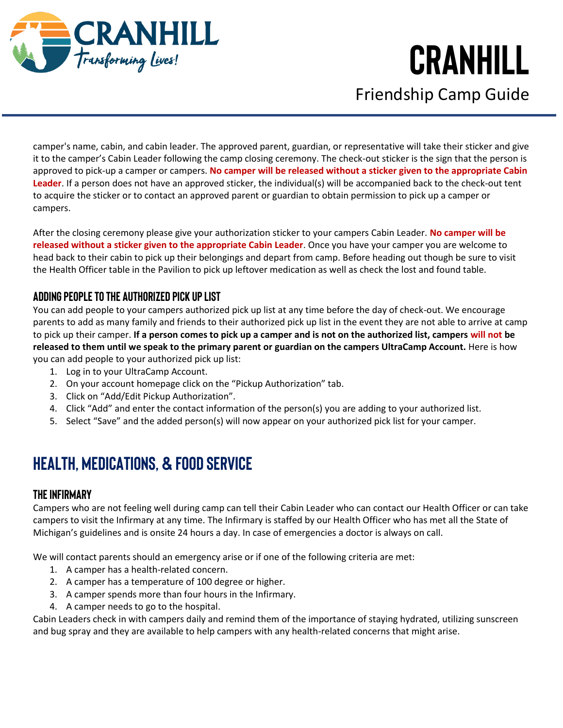camper's name, cabin, and cabin leader. The approved parent, guardian, or representative will take their sticker and give it to the camper's Cabin Leader following the camp closing ceremony. The check-out sticker is the sign that the person is approved to pick-up a camper or campers. **No camper will be released without a sticker given to the appropriate Cabin Leader**. If a person does not have an approved sticker, the individual(s) will be accompanied back to the check-out tent to acquire the sticker or to contact an approved parent or guardian to obtain permission to pick up a camper or campers.

After the closing ceremony please give your authorization sticker to your campers Cabin Leader. **No camper will be released without a sticker given to the appropriate Cabin Leader**. Once you have your camper you are welcome to head back to their cabin to pick up their belongings and depart from camp. Before heading out though be sure to visit the Health Officer table in the Pavilion to pick up leftover medication as well as check the lost and found table.

### ADDING PEOPLE TO THE AUTHORIZED PICK UP LIST

You can add people to your campers authorized pick up list at any time before the day of check-out. We encourage parents to add as many family and friends to their authorized pick up list in the event they are not able to arrive at camp to pick up their camper. **If a person comes to pick up a camper and is not on the authorized list, campers will not be released to them until we speak to the primary parent or guardian on the campers UltraCamp Account.** Here is how you can add people to your authorized pick up list:

1. Log in to your UltraCamp Account.
2. On your account homepage click on the "Pickup Authorization" tab.
3. Click on "Add/Edit Pickup Authorization".
4. Click "Add" and enter the contact information of the person(s) you are adding to your authorized list.
5. Select "Save" and the added person(s) will now appear on your authorized pick list for your camper.

## HEALTH, MEDICATIONS, & FOOD SERVICE

### THE INFIRMARY

Campers who are not feeling well during camp can tell their Cabin Leader who can contact our Health Officer or can take campers to visit the Infirmary at any time. The Infirmary is staffed by our Health Officer who has met all the State of Michigan's guidelines and is onsite 24 hours a day. In case of emergencies a doctor is always on call.

We will contact parents should an emergency arise or if one of the following criteria are met:

1. A camper has a health-related concern.
2. A camper has a temperature of 100 degree or higher.
3. A camper spends more than four hours in the Infirmary.
4. A camper needs to go to the hospital.

Cabin Leaders check in with campers daily and remind them of the importance of staying hydrated, utilizing sunscreen and bug spray and they are available to help campers with any health-related concerns that might arise.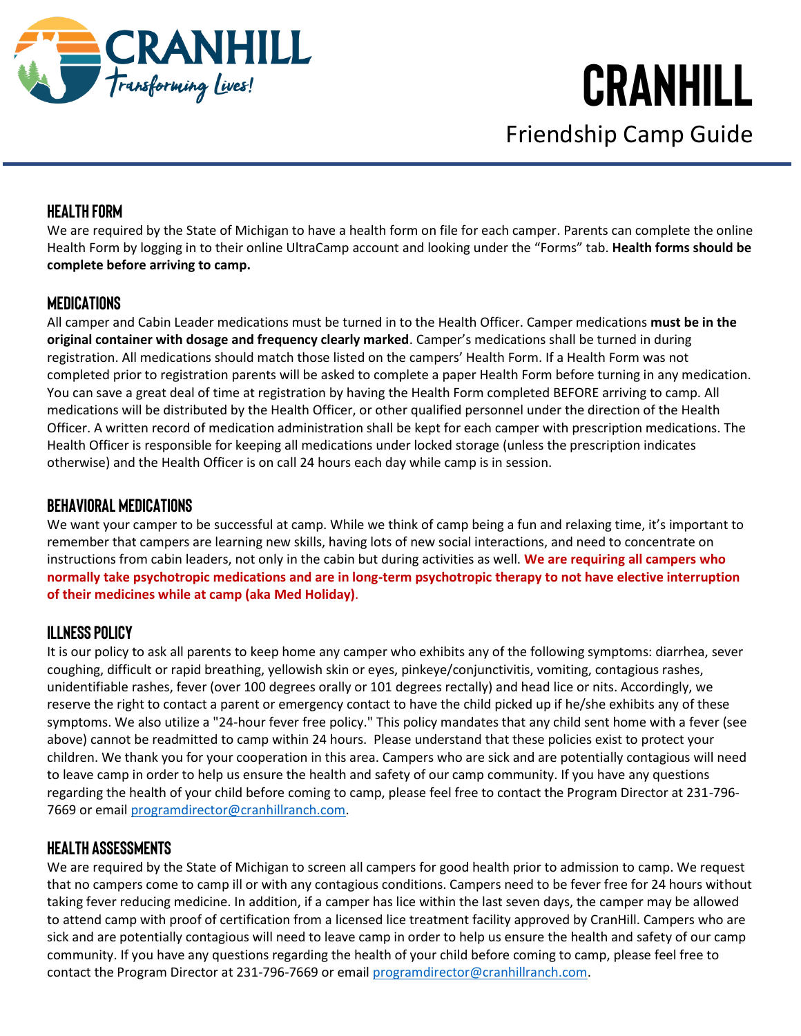# CRANHILL

## Friendship Camp Guide

### HEALTH FORM

We are required by the State of Michigan to have a health form on file for each camper. Parents can complete the online Health Form by logging in to their online UltraCamp account and looking under the "Forms" tab. **Health forms should be complete before arriving to camp.**

### MEDICATIONS

All camper and Cabin Leader medications must be turned in to the Health Officer. Camper medications **must be in the original container with dosage and frequency clearly marked**. Camper's medications shall be turned in during registration. All medications should match those listed on the campers' Health Form. If a Health Form was not completed prior to registration parents will be asked to complete a paper Health Form before turning in any medication. You can save a great deal of time at registration by having the Health Form completed BEFORE arriving to camp. All medications will be distributed by the Health Officer, or other qualified personnel under the direction of the Health Officer. A written record of medication administration shall be kept for each camper with prescription medications. The Health Officer is responsible for keeping all medications under locked storage (unless the prescription indicates otherwise) and the Health Officer is on call 24 hours each day while camp is in session.

### BEHAVIORAL MEDICATIONS

We want your camper to be successful at camp. While we think of camp being a fun and relaxing time, it's important to remember that campers are learning new skills, having lots of new social interactions, and need to concentrate on instructions from cabin leaders, not only in the cabin but during activities as well. **We are requiring all campers who normally take psychotropic medications and are in long-term psychotropic therapy to not have elective interruption of their medicines while at camp (aka Med Holiday)**.

### ILLNESS POLICY

It is our policy to ask all parents to keep home any camper who exhibits any of the following symptoms: diarrhea, sever coughing, difficult or rapid breathing, yellowish skin or eyes, pinkeye/conjunctivitis, vomiting, contagious rashes, unidentifiable rashes, fever (over 100 degrees orally or 101 degrees rectally) and head lice or nits. Accordingly, we reserve the right to contact a parent or emergency contact to have the child picked up if he/she exhibits any of these symptoms. We also utilize a "24-hour fever free policy." This policy mandates that any child sent home with a fever (see above) cannot be readmitted to camp within 24 hours. Please understand that these policies exist to protect your children. We thank you for your cooperation in this area. Campers who are sick and are potentially contagious will need to leave camp in order to help us ensure the health and safety of our camp community. If you have any questions regarding the health of your child before coming to camp, please feel free to contact the Program Director at 231-796-7669 or email programdirector@cranhillranch.com.

### HEALTH ASSESSMENTS

We are required by the State of Michigan to screen all campers for good health prior to admission to camp. We request that no campers come to camp ill or with any contagious conditions. Campers need to be fever free for 24 hours without taking fever reducing medicine. In addition, if a camper has lice within the last seven days, the camper may be allowed to attend camp with proof of certification from a licensed lice treatment facility approved by CranHill. Campers who are sick and are potentially contagious will need to leave camp in order to help us ensure the health and safety of our camp community. If you have any questions regarding the health of your child before coming to camp, please feel free to contact the Program Director at 231-796-7669 or email programdirector@cranhillranch.com.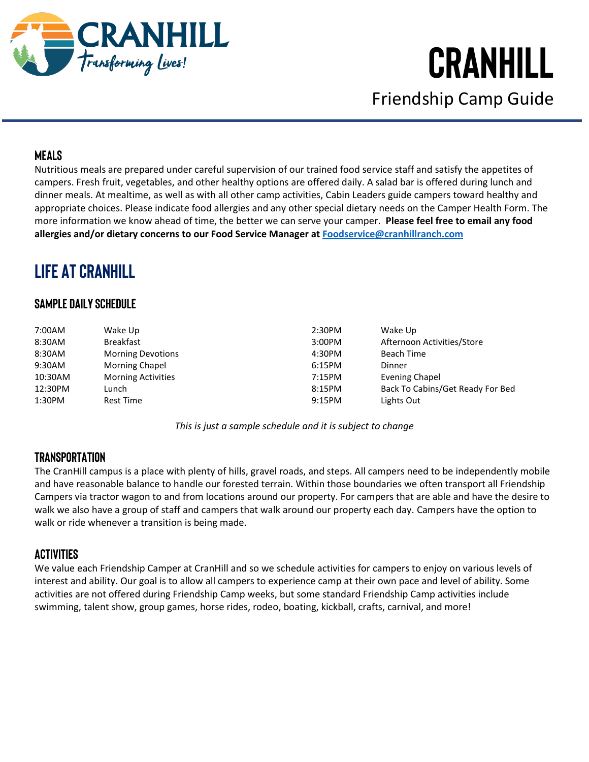## MEALS

Nutritious meals are prepared under careful supervision of our trained food service staff and satisfy the appetites of campers. Fresh fruit, vegetables, and other healthy options are offered daily. A salad bar is offered during lunch and dinner meals. At mealtime, as well as with all other camp activities, Cabin Leaders guide campers toward healthy and appropriate choices. Please indicate food allergies and any other special dietary needs on the Camper Health Form. The more information we know ahead of time, the better we can serve your camper. **Please feel free to email any food allergies and/or dietary concerns to our Food Service Manager at [Foodservice@cranhillranch.com](mailto:Foodservice@cranhillranch.com)**

# LIFE AT CRANHILL

## SAMPLE DAILY SCHEDULE

| | |
|---|---|
| 7:00AM | Wake Up |
| 8:30AM | Breakfast |
| 8:30AM | Morning Devotions |
| 9:30AM | Morning Chapel |
| 10:30AM | Morning Activities |
| 12:30PM | Lunch |
| 1:30PM | Rest Time |
| 2:30PM | Wake Up |
| 3:00PM | Afternoon Activities/Store |
| 4:30PM | Beach Time |
| 6:15PM | Dinner |
| 7:15PM | Evening Chapel |
| 8:15PM | Back To Cabins/Get Ready For Bed |
| 9:15PM | Lights Out |

*This is just a sample schedule and it is subject to change*

## TRANSPORTATION

The CranHill campus is a place with plenty of hills, gravel roads, and steps. All campers need to be independently mobile and have reasonable balance to handle our forested terrain. Within those boundaries we often transport all Friendship Campers via tractor wagon to and from locations around our property. For campers that are able and have the desire to walk we also have a group of staff and campers that walk around our property each day. Campers have the option to walk or ride whenever a transition is being made.

## ACTIVITIES

We value each Friendship Camper at CranHill and so we schedule activities for campers to enjoy on various levels of interest and ability. Our goal is to allow all campers to experience camp at their own pace and level of ability. Some activities are not offered during Friendship Camp weeks, but some standard Friendship Camp activities include swimming, talent show, group games, horse rides, rodeo, boating, kickball, crafts, carnival, and more!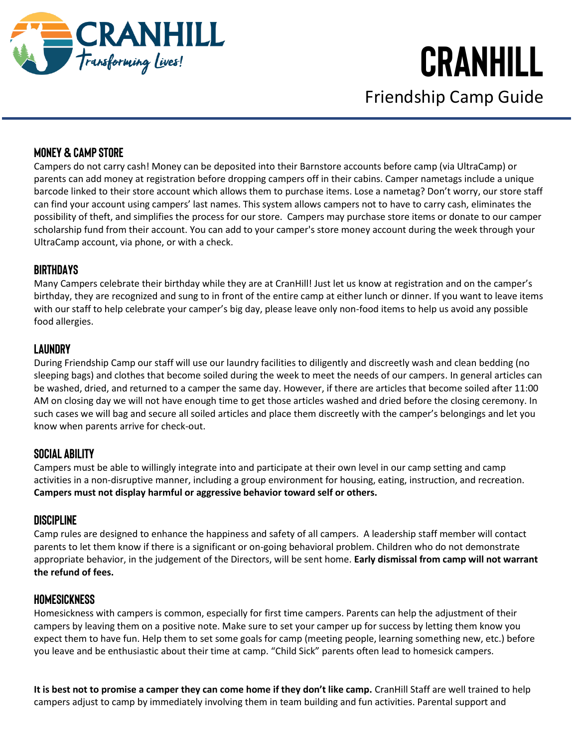# CRANHILL

## Friendship Camp Guide

### MONEY & CAMP STORE

Campers do not carry cash! Money can be deposited into their Barnstore accounts before camp (via UltraCamp) or parents can add money at registration before dropping campers off in their cabins. Camper nametags include a unique barcode linked to their store account which allows them to purchase items. Lose a nametag? Don't worry, our store staff can find your account using campers' last names. This system allows campers not to have to carry cash, eliminates the possibility of theft, and simplifies the process for our store. Campers may purchase store items or donate to our camper scholarship fund from their account. You can add to your camper's store money account during the week through your UltraCamp account, via phone, or with a check.

### BIRTHDAYS

Many Campers celebrate their birthday while they are at CranHill! Just let us know at registration and on the camper's birthday, they are recognized and sung to in front of the entire camp at either lunch or dinner. If you want to leave items with our staff to help celebrate your camper's big day, please leave only non-food items to help us avoid any possible food allergies.

### LAUNDRY

During Friendship Camp our staff will use our laundry facilities to diligently and discreetly wash and clean bedding (no sleeping bags) and clothes that become soiled during the week to meet the needs of our campers. In general articles can be washed, dried, and returned to a camper the same day. However, if there are articles that become soiled after 11:00 AM on closing day we will not have enough time to get those articles washed and dried before the closing ceremony. In such cases we will bag and secure all soiled articles and place them discreetly with the camper's belongings and let you know when parents arrive for check-out.

### SOCIAL ABILITY

Campers must be able to willingly integrate into and participate at their own level in our camp setting and camp activities in a non-disruptive manner, including a group environment for housing, eating, instruction, and recreation. **Campers must not display harmful or aggressive behavior toward self or others.**

### DISCIPLINE

Camp rules are designed to enhance the happiness and safety of all campers. A leadership staff member will contact parents to let them know if there is a significant or on-going behavioral problem. Children who do not demonstrate appropriate behavior, in the judgement of the Directors, will be sent home. **Early dismissal from camp will not warrant the refund of fees.**

### HOMESICKNESS

Homesickness with campers is common, especially for first time campers. Parents can help the adjustment of their campers by leaving them on a positive note. Make sure to set your camper up for success by letting them know you expect them to have fun. Help them to set some goals for camp (meeting people, learning something new, etc.) before you leave and be enthusiastic about their time at camp. "Child Sick" parents often lead to homesick campers.

**It is best not to promise a camper they can come home if they don't like camp.** CranHill Staff are well trained to help campers adjust to camp by immediately involving them in team building and fun activities. Parental support and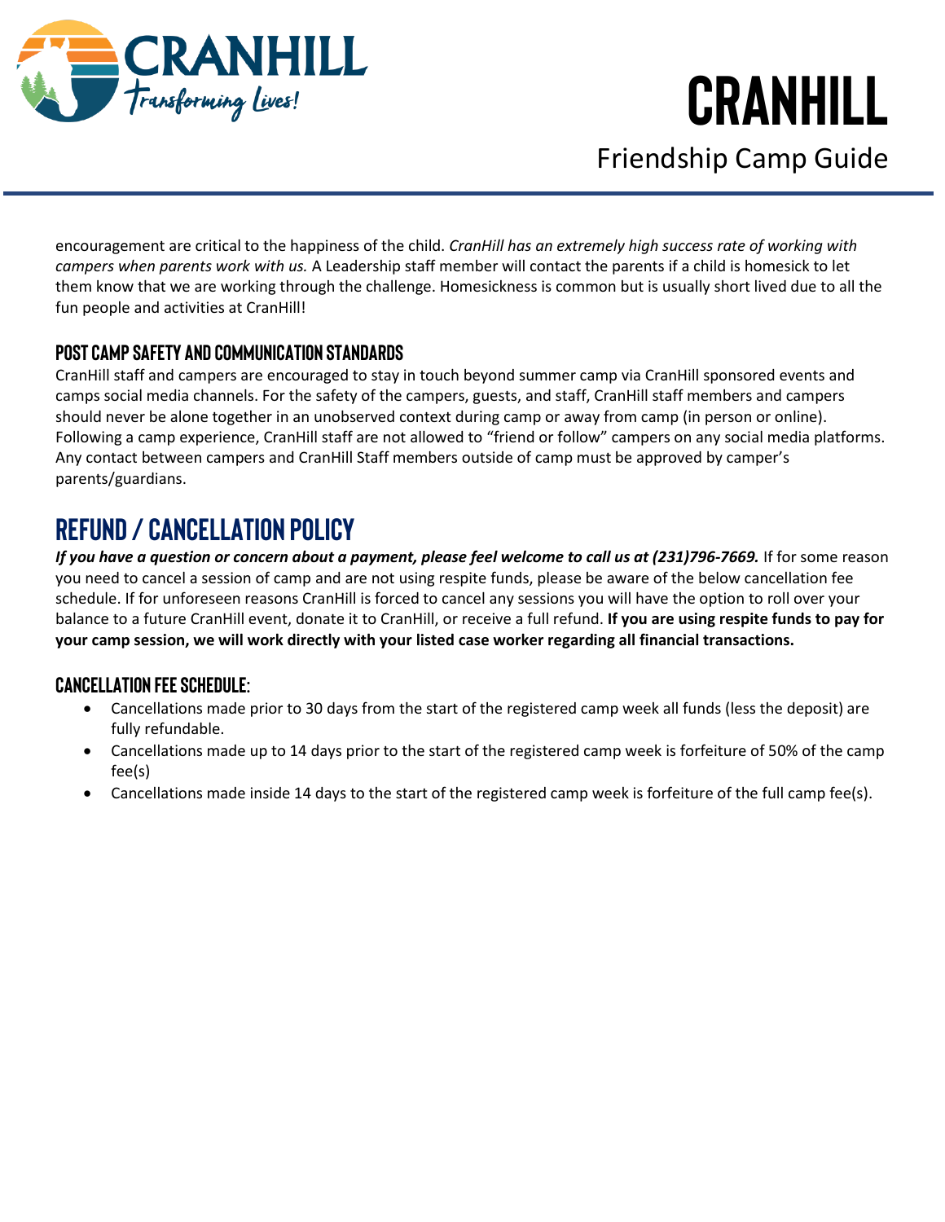encouragement are critical to the happiness of the child. *CranHill has an extremely high success rate of working with campers when parents work with us.* A Leadership staff member will contact the parents if a child is homesick to let them know that we are working through the challenge. Homesickness is common but is usually short lived due to all the fun people and activities at CranHill!

### Post Camp Safety and Communication Standards

CranHill staff and campers are encouraged to stay in touch beyond summer camp via CranHill sponsored events and camps social media channels. For the safety of the campers, guests, and staff, CranHill staff members and campers should never be alone together in an unobserved context during camp or away from camp (in person or online). Following a camp experience, CranHill staff are not allowed to "friend or follow" campers on any social media platforms. Any contact between campers and CranHill Staff members outside of camp must be approved by camper's parents/guardians.

## Refund / Cancellation Policy

***If you have a question or concern about a payment, please feel welcome to call us at (231)796-7669.*** If for some reason you need to cancel a session of camp and are not using respite funds, please be aware of the below cancellation fee schedule. If for unforeseen reasons CranHill is forced to cancel any sessions you will have the option to roll over your balance to a future CranHill event, donate it to CranHill, or receive a full refund. **If you are using respite funds to pay for your camp session, we will work directly with your listed case worker regarding all financial transactions.**

### Cancellation Fee Schedule:

- Cancellations made prior to 30 days from the start of the registered camp week all funds (less the deposit) are fully refundable.
- Cancellations made up to 14 days prior to the start of the registered camp week is forfeiture of 50% of the camp fee(s)
- Cancellations made inside 14 days to the start of the registered camp week is forfeiture of the full camp fee(s).